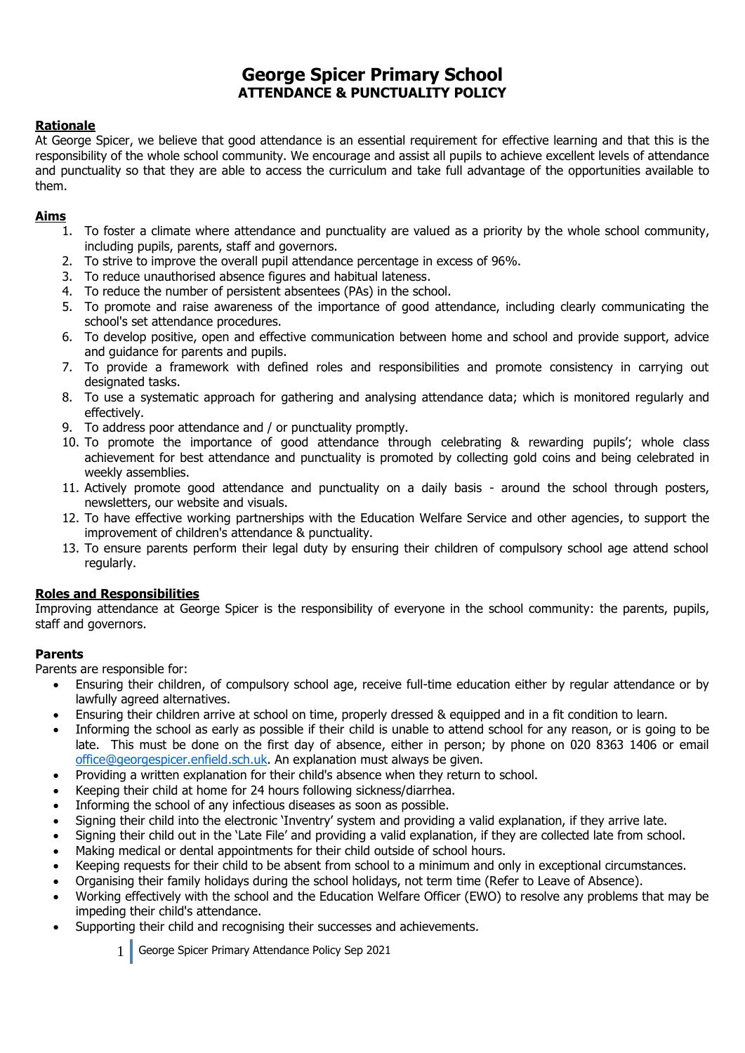# George Spicer Primary School

## ATTENDANCE & PUNCTUALITY POLICY

### Rationale

At George Spicer, we believe that good attendance is an essential requirement for effective learning and that this is the responsibility of the whole school community. We encourage and assist all pupils to achieve excellent levels of attendance and punctuality so that they are able to access the curriculum and take full advantage of the opportunities available to them.

### Aims

1. To foster a climate where attendance and punctuality are valued as a priority by the whole school community, including pupils, parents, staff and governors.
2. To strive to improve the overall pupil attendance percentage in excess of 96%.
3. To reduce unauthorised absence figures and habitual lateness.
4. To reduce the number of persistent absentees (PAs) in the school.
5. To promote and raise awareness of the importance of good attendance, including clearly communicating the school's set attendance procedures.
6. To develop positive, open and effective communication between home and school and provide support, advice and guidance for parents and pupils.
7. To provide a framework with defined roles and responsibilities and promote consistency in carrying out designated tasks.
8. To use a systematic approach for gathering and analysing attendance data; which is monitored regularly and effectively.
9. To address poor attendance and / or punctuality promptly.
10. To promote the importance of good attendance through celebrating & rewarding pupils'; whole class achievement for best attendance and punctuality is promoted by collecting gold coins and being celebrated in weekly assemblies.
11. Actively promote good attendance and punctuality on a daily basis - around the school through posters, newsletters, our website and visuals.
12. To have effective working partnerships with the Education Welfare Service and other agencies, to support the improvement of children's attendance & punctuality.
13. To ensure parents perform their legal duty by ensuring their children of compulsory school age attend school regularly.

### Roles and Responsibilities

Improving attendance at George Spicer is the responsibility of everyone in the school community: the parents, pupils, staff and governors.

#### Parents

Parents are responsible for:

- Ensuring their children, of compulsory school age, receive full-time education either by regular attendance or by lawfully agreed alternatives.
- Ensuring their children arrive at school on time, properly dressed & equipped and in a fit condition to learn.
- Informing the school as early as possible if their child is unable to attend school for any reason, or is going to be late. This must be done on the first day of absence, either in person; by phone on 020 8363 1406 or email office@georgespicer.enfield.sch.uk. An explanation must always be given.
- Providing a written explanation for their child's absence when they return to school.
- Keeping their child at home for 24 hours following sickness/diarrhea.
- Informing the school of any infectious diseases as soon as possible.
- Signing their child into the electronic 'Inventry' system and providing a valid explanation, if they arrive late.
- Signing their child out in the 'Late File' and providing a valid explanation, if they are collected late from school.
- Making medical or dental appointments for their child outside of school hours.
- Keeping requests for their child to be absent from school to a minimum and only in exceptional circumstances.
- Organising their family holidays during the school holidays, not term time (Refer to Leave of Absence).
- Working effectively with the school and the Education Welfare Officer (EWO) to resolve any problems that may be impeding their child's attendance.
- Supporting their child and recognising their successes and achievements.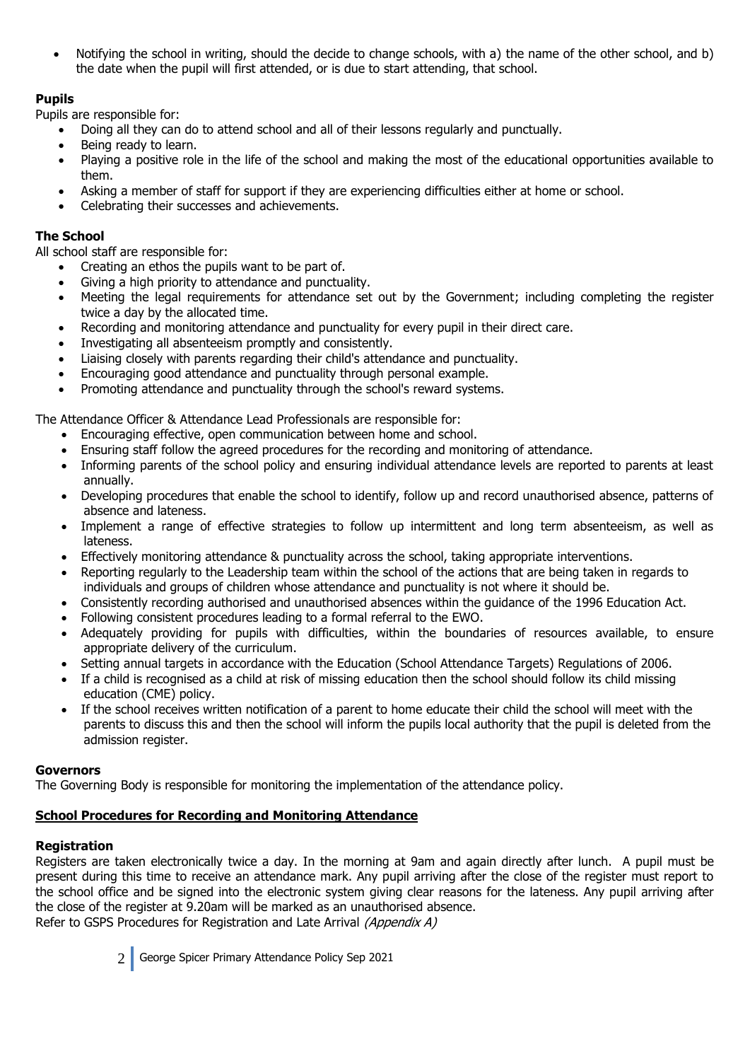- Notifying the school in writing, should the decide to change schools, with a) the name of the other school, and b) the date when the pupil will first attended, or is due to start attending, that school.

**Pupils**

Pupils are responsible for:

- Doing all they can do to attend school and all of their lessons regularly and punctually.
- Being ready to learn.
- Playing a positive role in the life of the school and making the most of the educational opportunities available to them.
- Asking a member of staff for support if they are experiencing difficulties either at home or school.
- Celebrating their successes and achievements.

**The School**

All school staff are responsible for:

- Creating an ethos the pupils want to be part of.
- Giving a high priority to attendance and punctuality.
- Meeting the legal requirements for attendance set out by the Government; including completing the register twice a day by the allocated time.
- Recording and monitoring attendance and punctuality for every pupil in their direct care.
- Investigating all absenteeism promptly and consistently.
- Liaising closely with parents regarding their child's attendance and punctuality.
- Encouraging good attendance and punctuality through personal example.
- Promoting attendance and punctuality through the school's reward systems.

The Attendance Officer & Attendance Lead Professionals are responsible for:

- Encouraging effective, open communication between home and school.
- Ensuring staff follow the agreed procedures for the recording and monitoring of attendance.
- Informing parents of the school policy and ensuring individual attendance levels are reported to parents at least annually.
- Developing procedures that enable the school to identify, follow up and record unauthorised absence, patterns of absence and lateness.
- Implement a range of effective strategies to follow up intermittent and long term absenteeism, as well as lateness.
- Effectively monitoring attendance & punctuality across the school, taking appropriate interventions.
- Reporting regularly to the Leadership team within the school of the actions that are being taken in regards to individuals and groups of children whose attendance and punctuality is not where it should be.
- Consistently recording authorised and unauthorised absences within the guidance of the 1996 Education Act.
- Following consistent procedures leading to a formal referral to the EWO.
- Adequately providing for pupils with difficulties, within the boundaries of resources available, to ensure appropriate delivery of the curriculum.
- Setting annual targets in accordance with the Education (School Attendance Targets) Regulations of 2006.
- If a child is recognised as a child at risk of missing education then the school should follow its child missing education (CME) policy.
- If the school receives written notification of a parent to home educate their child the school will meet with the parents to discuss this and then the school will inform the pupils local authority that the pupil is deleted from the admission register.

**Governors**

The Governing Body is responsible for monitoring the implementation of the attendance policy.

## School Procedures for Recording and Monitoring Attendance

**Registration**

Registers are taken electronically twice a day. In the morning at 9am and again directly after lunch. A pupil must be present during this time to receive an attendance mark. Any pupil arriving after the close of the register must report to the school office and be signed into the electronic system giving clear reasons for the lateness. Any pupil arriving after the close of the register at 9.20am will be marked as an unauthorised absence.

Refer to GSPS Procedures for Registration and Late Arrival *(Appendix A)*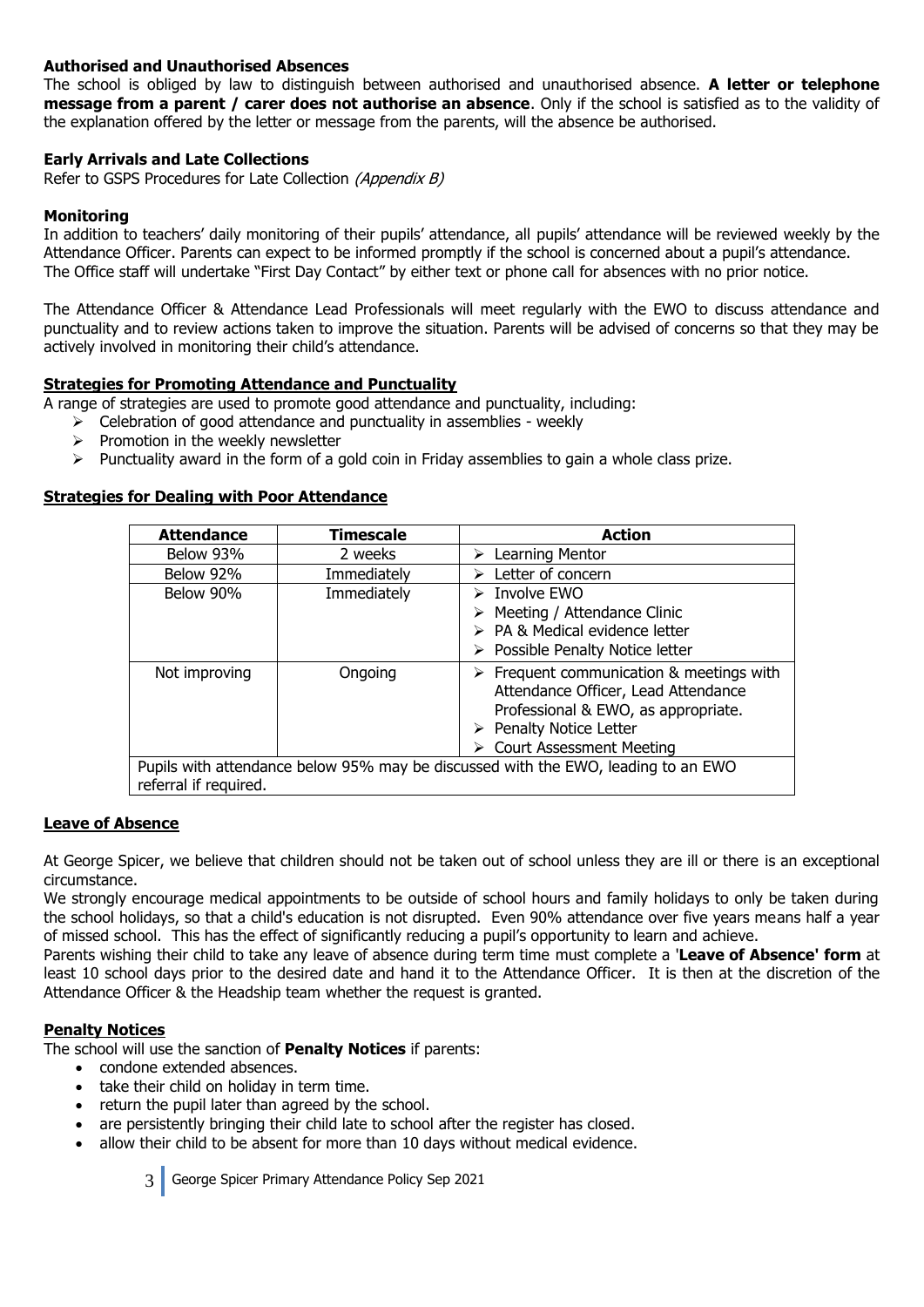**Authorised and Unauthorised Absences**

The school is obliged by law to distinguish between authorised and unauthorised absence. **A letter or telephone message from a parent / carer does not authorise an absence**. Only if the school is satisfied as to the validity of the explanation offered by the letter or message from the parents, will the absence be authorised.

**Early Arrivals and Late Collections**

Refer to GSPS Procedures for Late Collection *(Appendix B)*

**Monitoring**

In addition to teachers' daily monitoring of their pupils' attendance, all pupils' attendance will be reviewed weekly by the Attendance Officer. Parents can expect to be informed promptly if the school is concerned about a pupil's attendance.
The Office staff will undertake "First Day Contact" by either text or phone call for absences with no prior notice.

The Attendance Officer & Attendance Lead Professionals will meet regularly with the EWO to discuss attendance and punctuality and to review actions taken to improve the situation. Parents will be advised of concerns so that they may be actively involved in monitoring their child's attendance.

**Strategies for Promoting Attendance and Punctuality**

A range of strategies are used to promote good attendance and punctuality, including:

- Celebration of good attendance and punctuality in assemblies - weekly
- Promotion in the weekly newsletter
- Punctuality award in the form of a gold coin in Friday assemblies to gain a whole class prize.

**Strategies for Dealing with Poor Attendance**

| Attendance | Timescale | Action |
|---|---|---|
| Below 93% | 2 weeks | ➢ Learning Mentor |
| Below 92% | Immediately | ➢ Letter of concern |
| Below 90% | Immediately | ➢ Involve EWO<br>➢ Meeting / Attendance Clinic<br>➢ PA & Medical evidence letter<br>➢ Possible Penalty Notice letter |
| Not improving | Ongoing | ➢ Frequent communication & meetings with Attendance Officer, Lead Attendance Professional & EWO, as appropriate.<br>➢ Penalty Notice Letter<br>➢ Court Assessment Meeting |
| Pupils with attendance below 95% may be discussed with the EWO, leading to an EWO referral if required. | | |

**Leave of Absence**

At George Spicer, we believe that children should not be taken out of school unless they are ill or there is an exceptional circumstance.

We strongly encourage medical appointments to be outside of school hours and family holidays to only be taken during the school holidays, so that a child's education is not disrupted. Even 90% attendance over five years means half a year of missed school. This has the effect of significantly reducing a pupil's opportunity to learn and achieve.

Parents wishing their child to take any leave of absence during term time must complete a '**Leave of Absence' form** at least 10 school days prior to the desired date and hand it to the Attendance Officer. It is then at the discretion of the Attendance Officer & the Headship team whether the request is granted.

**Penalty Notices**

The school will use the sanction of **Penalty Notices** if parents:

- condone extended absences.
- take their child on holiday in term time.
- return the pupil later than agreed by the school.
- are persistently bringing their child late to school after the register has closed.
- allow their child to be absent for more than 10 days without medical evidence.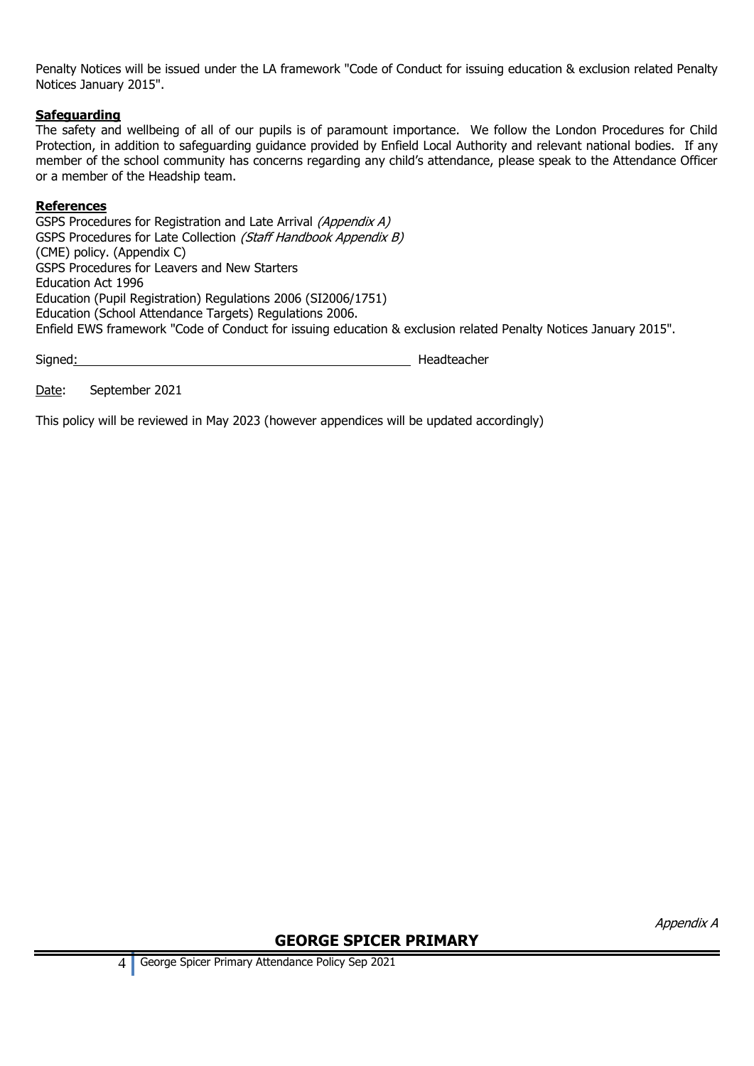Penalty Notices will be issued under the LA framework "Code of Conduct for issuing education & exclusion related Penalty Notices January 2015".

**Safeguarding**

The safety and wellbeing of all of our pupils is of paramount importance. We follow the London Procedures for Child Protection, in addition to safeguarding guidance provided by Enfield Local Authority and relevant national bodies. If any member of the school community has concerns regarding any child's attendance, please speak to the Attendance Officer or a member of the Headship team.

**References**

GSPS Procedures for Registration and Late Arrival *(Appendix A)*
GSPS Procedures for Late Collection *(Staff Handbook Appendix B)*
(CME) policy. (Appendix C)
GSPS Procedures for Leavers and New Starters
Education Act 1996
Education (Pupil Registration) Regulations 2006 (SI2006/1751)
Education (School Attendance Targets) Regulations 2006.
Enfield EWS framework "Code of Conduct for issuing education & exclusion related Penalty Notices January 2015".

Signed:\_\_\_\_\_\_\_\_\_\_\_\_\_\_\_\_\_\_\_\_\_\_\_\_\_\_\_\_\_\_\_\_\_\_\_\_\_\_\_\_\_\_ Headteacher

Date: September 2021

This policy will be reviewed in May 2023 (however appendices will be updated accordingly)

*Appendix A*

**GEORGE SPICER PRIMARY**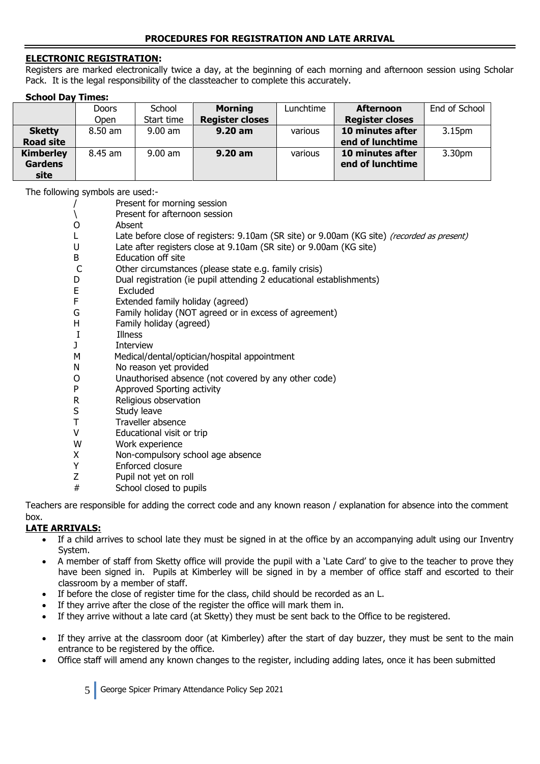## PROCEDURES FOR REGISTRATION AND LATE ARRIVAL

**ELECTRONIC REGISTRATION:**

Registers are marked electronically twice a day, at the beginning of each morning and afternoon session using Scholar Pack. It is the legal responsibility of the classteacher to complete this accurately.

**School Day Times:**

| | Doors Open | School Start time | **Morning Register closes** | Lunchtime | **Afternoon Register closes** | End of School |
|---|---|---|---|---|---|---|
| **Sketty Road site** | 8.50 am | 9.00 am | **9.20 am** | various | **10 minutes after end of lunchtime** | 3.15pm |
| **Kimberley Gardens site** | 8.45 am | 9.00 am | **9.20 am** | various | **10 minutes after end of lunchtime** | 3.30pm |

The following symbols are used:-

| Symbol | Meaning |
|---|---|
| / | Present for morning session |
| \ | Present for afternoon session |
| O | Absent |
| L | Late before close of registers: 9.10am (SR site) or 9.00am (KG site) *(recorded as present)* |
| U | Late after registers close at 9.10am (SR site) or 9.00am (KG site) |
| B | Education off site |
| C | Other circumstances (please state e.g. family crisis) |
| D | Dual registration (ie pupil attending 2 educational establishments) |
| E | Excluded |
| F | Extended family holiday (agreed) |
| G | Family holiday (NOT agreed or in excess of agreement) |
| H | Family holiday (agreed) |
| I | Illness |
| J | Interview |
| M | Medical/dental/optician/hospital appointment |
| N | No reason yet provided |
| O | Unauthorised absence (not covered by any other code) |
| P | Approved Sporting activity |
| R | Religious observation |
| S | Study leave |
| T | Traveller absence |
| V | Educational visit or trip |
| W | Work experience |
| X | Non-compulsory school age absence |
| Y | Enforced closure |
| Z | Pupil not yet on roll |
| # | School closed to pupils |

Teachers are responsible for adding the correct code and any known reason / explanation for absence into the comment box.

**LATE ARRIVALS:**

- If a child arrives to school late they must be signed in at the office by an accompanying adult using our Inventry System.
- A member of staff from Sketty office will provide the pupil with a 'Late Card' to give to the teacher to prove they have been signed in. Pupils at Kimberley will be signed in by a member of office staff and escorted to their classroom by a member of staff.
- If before the close of register time for the class, child should be recorded as an L.
- If they arrive after the close of the register the office will mark them in.
- If they arrive without a late card (at Sketty) they must be sent back to the Office to be registered.
- If they arrive at the classroom door (at Kimberley) after the start of day buzzer, they must be sent to the main entrance to be registered by the office.
- Office staff will amend any known changes to the register, including adding lates, once it has been submitted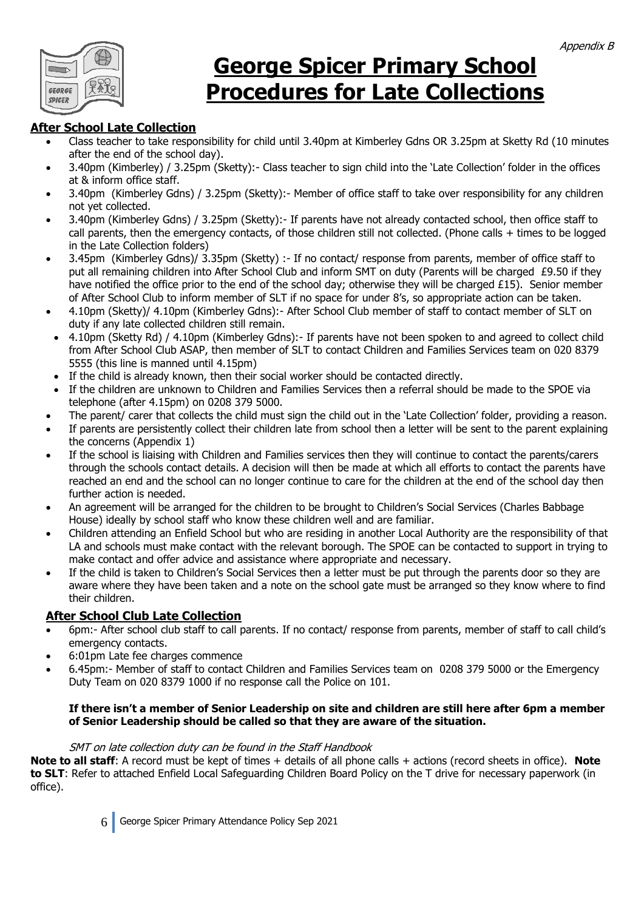Appendix B

# George Spicer Primary School Procedures for Late Collections

## After School Late Collection

- Class teacher to take responsibility for child until 3.40pm at Kimberley Gdns OR 3.25pm at Sketty Rd (10 minutes after the end of the school day).
- 3.40pm (Kimberley) / 3.25pm (Sketty):- Class teacher to sign child into the 'Late Collection' folder in the offices at & inform office staff.
- 3.40pm (Kimberley Gdns) / 3.25pm (Sketty):- Member of office staff to take over responsibility for any children not yet collected.
- 3.40pm (Kimberley Gdns) / 3.25pm (Sketty):- If parents have not already contacted school, then office staff to call parents, then the emergency contacts, of those children still not collected. (Phone calls + times to be logged in the Late Collection folders)
- 3.45pm (Kimberley Gdns)/ 3.35pm (Sketty) :- If no contact/ response from parents, member of office staff to put all remaining children into After School Club and inform SMT on duty (Parents will be charged £9.50 if they have notified the office prior to the end of the school day; otherwise they will be charged £15). Senior member of After School Club to inform member of SLT if no space for under 8's, so appropriate action can be taken.
- 4.10pm (Sketty)/ 4.10pm (Kimberley Gdns):- After School Club member of staff to contact member of SLT on duty if any late collected children still remain.
- 4.10pm (Sketty Rd) / 4.10pm (Kimberley Gdns):- If parents have not been spoken to and agreed to collect child from After School Club ASAP, then member of SLT to contact Children and Families Services team on 020 8379 5555 (this line is manned until 4.15pm)
- If the child is already known, then their social worker should be contacted directly.
- If the children are unknown to Children and Families Services then a referral should be made to the SPOE via telephone (after 4.15pm) on 0208 379 5000.
- The parent/ carer that collects the child must sign the child out in the 'Late Collection' folder, providing a reason.
- If parents are persistently collect their children late from school then a letter will be sent to the parent explaining the concerns (Appendix 1)
- If the school is liaising with Children and Families services then they will continue to contact the parents/carers through the schools contact details. A decision will then be made at which all efforts to contact the parents have reached an end and the school can no longer continue to care for the children at the end of the school day then further action is needed.
- An agreement will be arranged for the children to be brought to Children's Social Services (Charles Babbage House) ideally by school staff who know these children well and are familiar.
- Children attending an Enfield School but who are residing in another Local Authority are the responsibility of that LA and schools must make contact with the relevant borough. The SPOE can be contacted to support in trying to make contact and offer advice and assistance where appropriate and necessary.
- If the child is taken to Children's Social Services then a letter must be put through the parents door so they are aware where they have been taken and a note on the school gate must be arranged so they know where to find their children.

## After School Club Late Collection

- 6pm:- After school club staff to call parents. If no contact/ response from parents, member of staff to call child's emergency contacts.
- 6:01pm Late fee charges commence
- 6.45pm:- Member of staff to contact Children and Families Services team on 0208 379 5000 or the Emergency Duty Team on 020 8379 1000 if no response call the Police on 101.

**If there isn't a member of Senior Leadership on site and children are still here after 6pm a member of Senior Leadership should be called so that they are aware of the situation.**

*SMT on late collection duty can be found in the Staff Handbook*

**Note to all staff**: A record must be kept of times + details of all phone calls + actions (record sheets in office). **Note to SLT**: Refer to attached Enfield Local Safeguarding Children Board Policy on the T drive for necessary paperwork (in office).